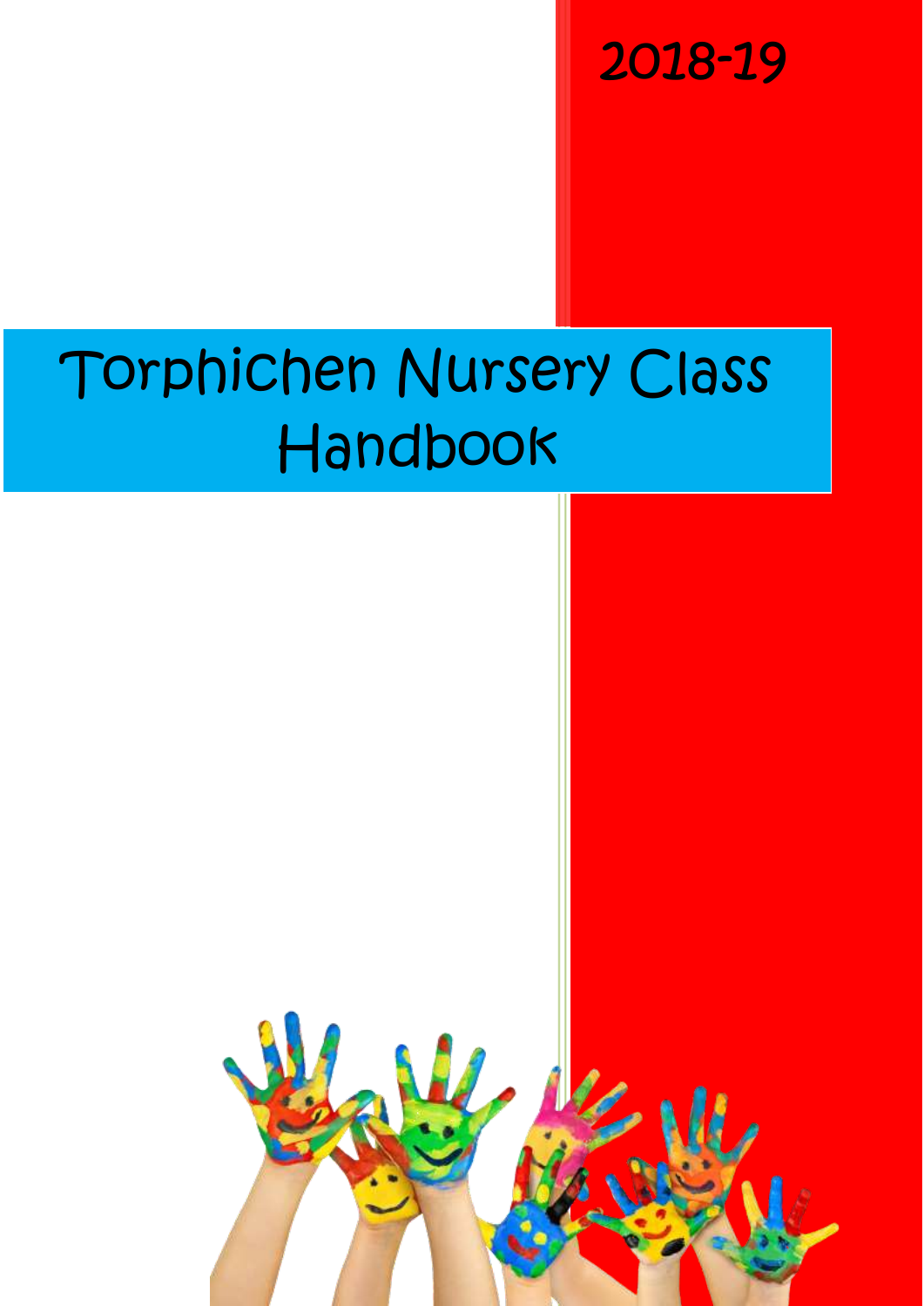2018-19

# Torphichen Nursery Class Handbook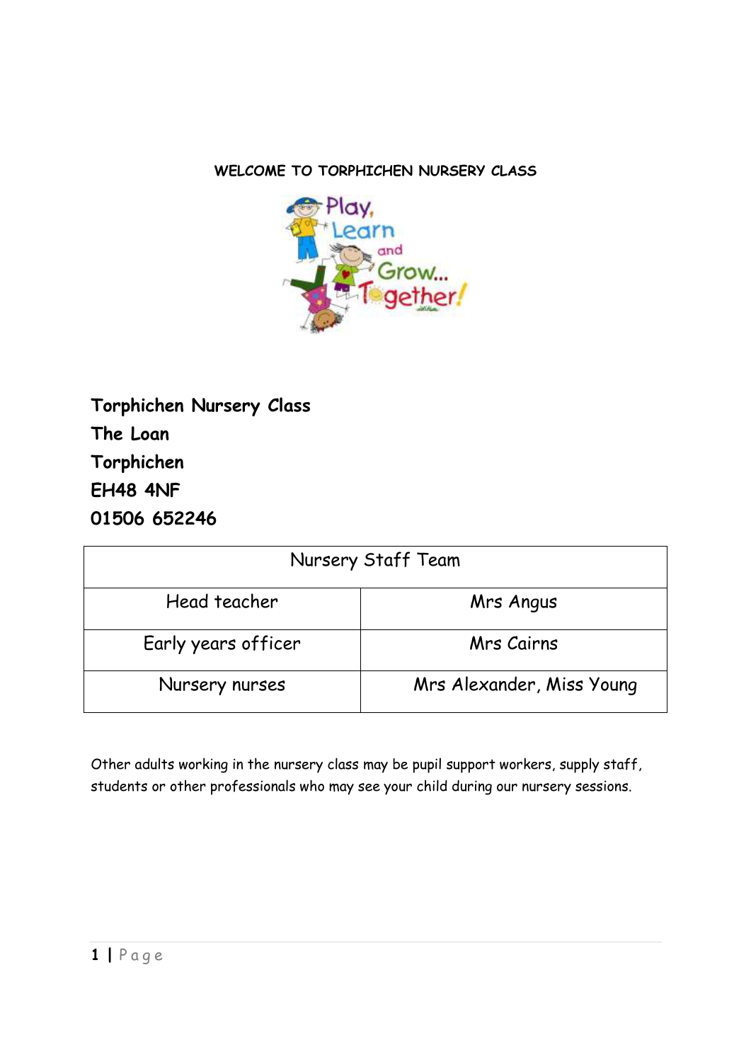# WELCOME TO TORPHICHEN NURSERY CLASS

**Torphichen Nursery Class**
**The Loan**
**Torphichen**
**EH48 4NF**
**01506 652246**

| Nursery Staff Team | |
|---|---|
| Head teacher | Mrs Angus |
| Early years officer | Mrs Cairns |
| Nursery nurses | Mrs Alexander, Miss Young |

Other adults working in the nursery class may be pupil support workers, supply staff, students or other professionals who may see your child during our nursery sessions.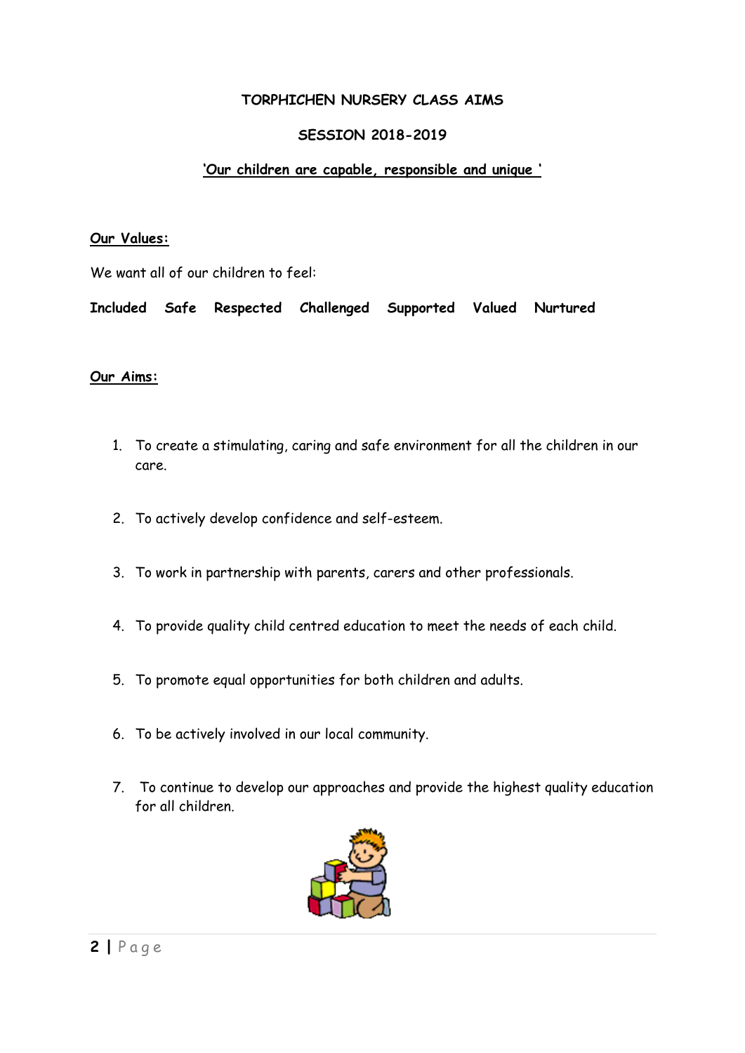# TORPHICHEN NURSERY CLASS AIMS

## SESSION 2018-2019

**'Our children are capable, responsible and unique '**

**Our Values:**

We want all of our children to feel:

**Included Safe Respected Challenged Supported Valued Nurtured**

**Our Aims:**

1. To create a stimulating, caring and safe environment for all the children in our care.
2. To actively develop confidence and self-esteem.
3. To work in partnership with parents, carers and other professionals.
4. To provide quality child centred education to meet the needs of each child.
5. To promote equal opportunities for both children and adults.
6. To be actively involved in our local community.
7. To continue to develop our approaches and provide the highest quality education for all children.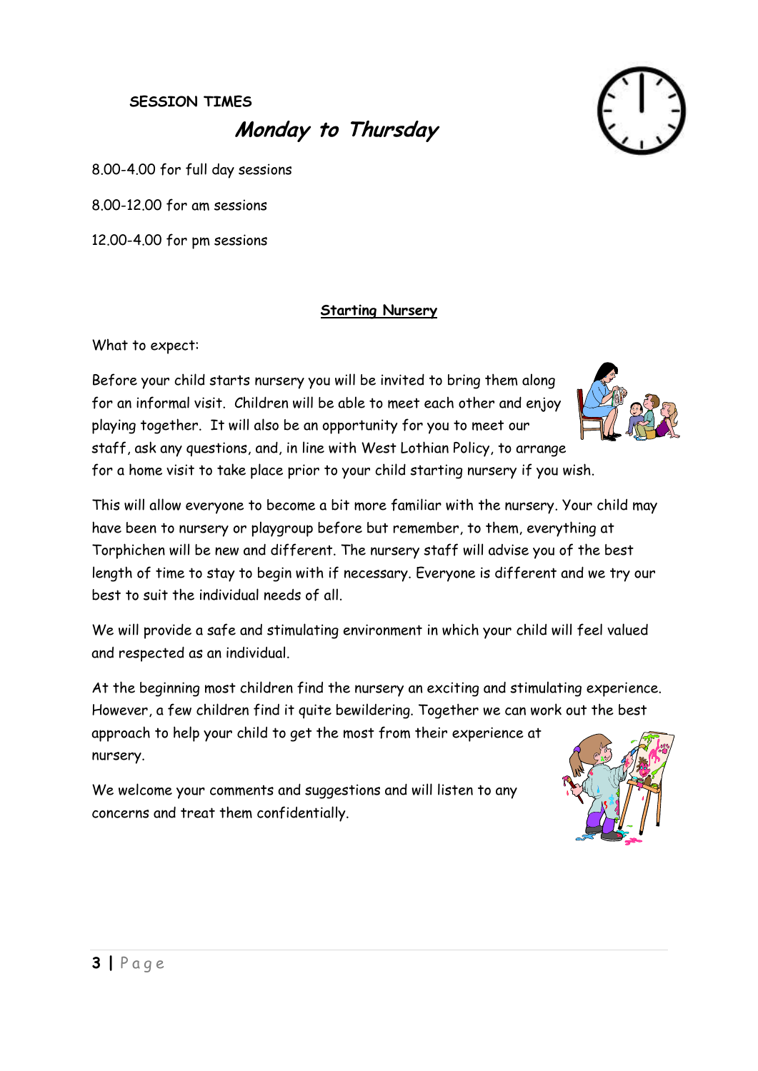**SESSION TIMES**

## *Monday to Thursday*

8.00-4.00 for full day sessions

8.00-12.00 for am sessions

12.00-4.00 for pm sessions

## Starting Nursery

What to expect:

Before your child starts nursery you will be invited to bring them along for an informal visit. Children will be able to meet each other and enjoy playing together. It will also be an opportunity for you to meet our staff, ask any questions, and, in line with West Lothian Policy, to arrange for a home visit to take place prior to your child starting nursery if you wish.

This will allow everyone to become a bit more familiar with the nursery. Your child may have been to nursery or playgroup before but remember, to them, everything at Torphichen will be new and different. The nursery staff will advise you of the best length of time to stay to begin with if necessary. Everyone is different and we try our best to suit the individual needs of all.

We will provide a safe and stimulating environment in which your child will feel valued and respected as an individual.

At the beginning most children find the nursery an exciting and stimulating experience. However, a few children find it quite bewildering. Together we can work out the best approach to help your child to get the most from their experience at nursery.

We welcome your comments and suggestions and will listen to any concerns and treat them confidentially.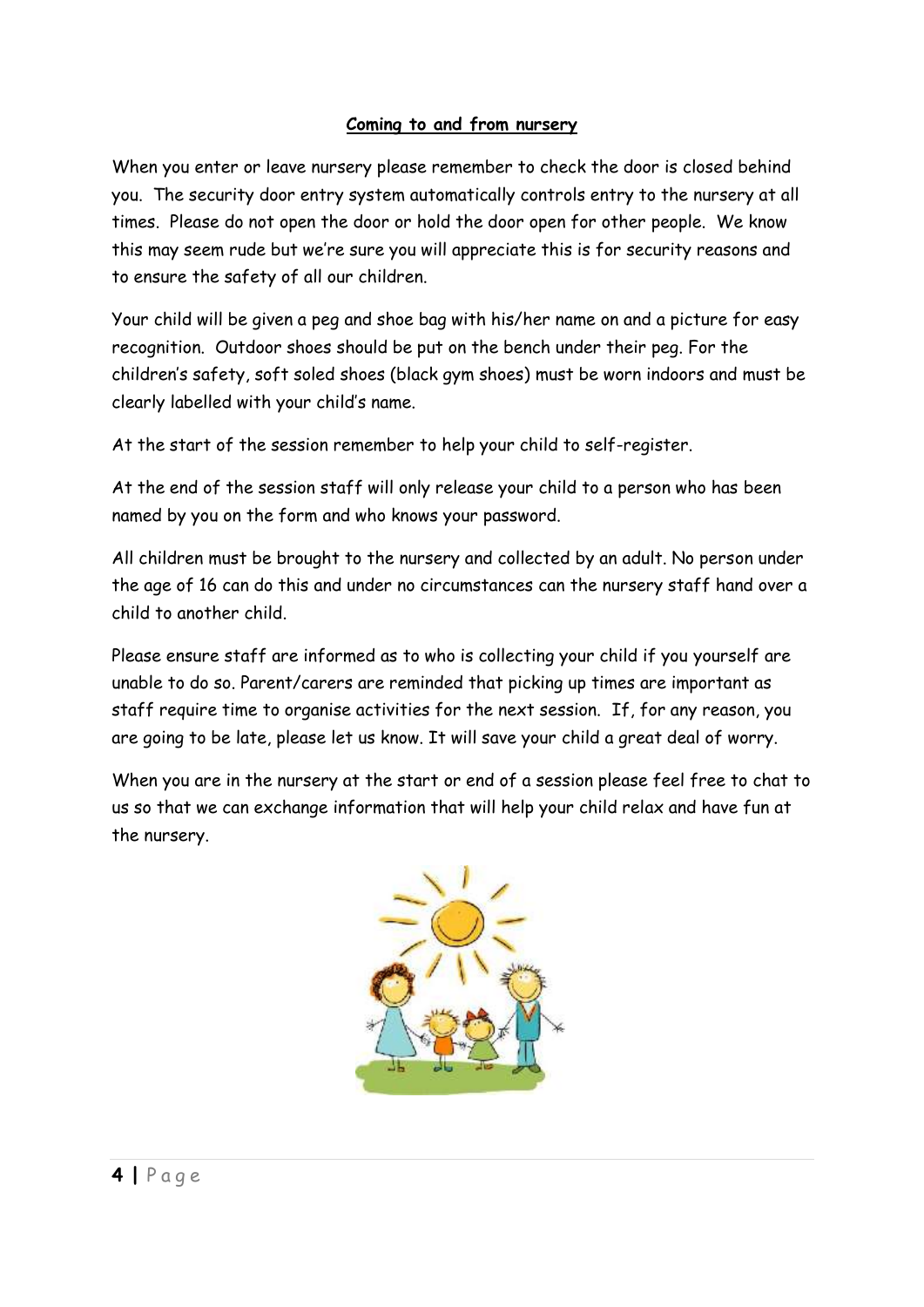## Coming to and from nursery

When you enter or leave nursery please remember to check the door is closed behind you. The security door entry system automatically controls entry to the nursery at all times. Please do not open the door or hold the door open for other people. We know this may seem rude but we're sure you will appreciate this is for security reasons and to ensure the safety of all our children.

Your child will be given a peg and shoe bag with his/her name on and a picture for easy recognition. Outdoor shoes should be put on the bench under their peg. For the children's safety, soft soled shoes (black gym shoes) must be worn indoors and must be clearly labelled with your child's name.

At the start of the session remember to help your child to self-register.

At the end of the session staff will only release your child to a person who has been named by you on the form and who knows your password.

All children must be brought to the nursery and collected by an adult. No person under the age of 16 can do this and under no circumstances can the nursery staff hand over a child to another child.

Please ensure staff are informed as to who is collecting your child if you yourself are unable to do so. Parent/carers are reminded that picking up times are important as staff require time to organise activities for the next session. If, for any reason, you are going to be late, please let us know. It will save your child a great deal of worry.

When you are in the nursery at the start or end of a session please feel free to chat to us so that we can exchange information that will help your child relax and have fun at the nursery.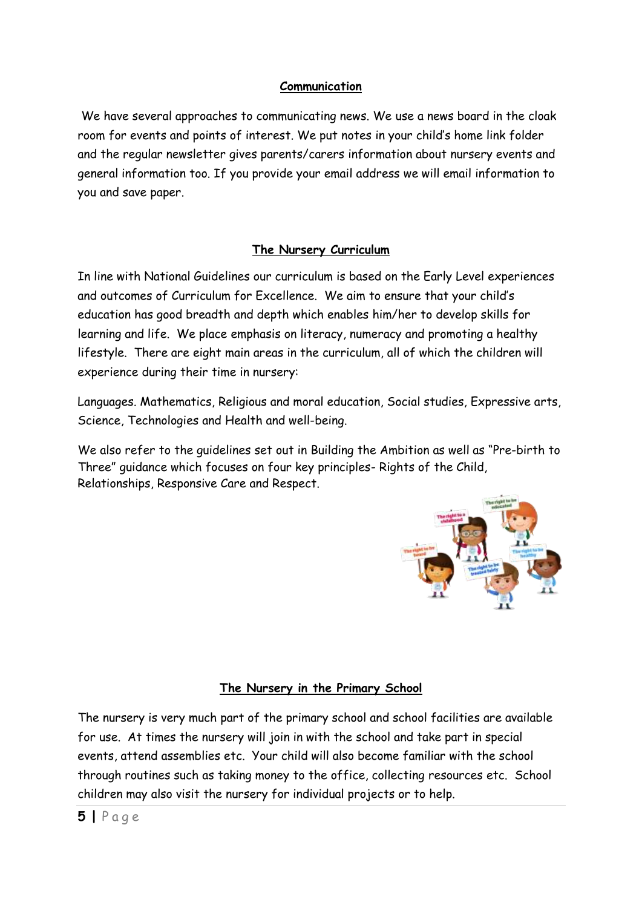## Communication

We have several approaches to communicating news. We use a news board in the cloak room for events and points of interest. We put notes in your child's home link folder and the regular newsletter gives parents/carers information about nursery events and general information too. If you provide your email address we will email information to you and save paper.

## The Nursery Curriculum

In line with National Guidelines our curriculum is based on the Early Level experiences and outcomes of Curriculum for Excellence. We aim to ensure that your child's education has good breadth and depth which enables him/her to develop skills for learning and life. We place emphasis on literacy, numeracy and promoting a healthy lifestyle. There are eight main areas in the curriculum, all of which the children will experience during their time in nursery:

Languages. Mathematics, Religious and moral education, Social studies, Expressive arts, Science, Technologies and Health and well-being.

We also refer to the guidelines set out in Building the Ambition as well as "Pre-birth to Three" guidance which focuses on four key principles- Rights of the Child, Relationships, Responsive Care and Respect.

## The Nursery in the Primary School

The nursery is very much part of the primary school and school facilities are available for use. At times the nursery will join in with the school and take part in special events, attend assemblies etc. Your child will also become familiar with the school through routines such as taking money to the office, collecting resources etc. School children may also visit the nursery for individual projects or to help.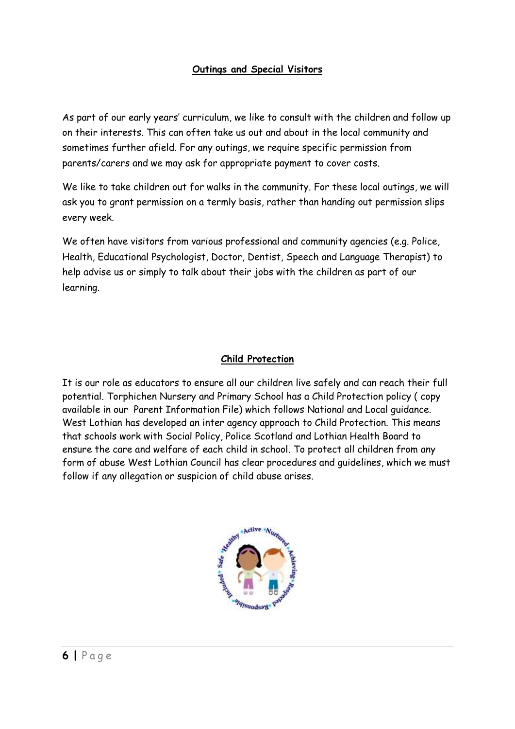## Outings and Special Visitors

As part of our early years' curriculum, we like to consult with the children and follow up on their interests. This can often take us out and about in the local community and sometimes further afield. For any outings, we require specific permission from parents/carers and we may ask for appropriate payment to cover costs.

We like to take children out for walks in the community. For these local outings, we will ask you to grant permission on a termly basis, rather than handing out permission slips every week.

We often have visitors from various professional and community agencies (e.g. Police, Health, Educational Psychologist, Doctor, Dentist, Speech and Language Therapist) to help advise us or simply to talk about their jobs with the children as part of our learning.

## Child Protection

It is our role as educators to ensure all our children live safely and can reach their full potential. Torphichen Nursery and Primary School has a Child Protection policy ( copy available in our Parent Information File) which follows National and Local guidance. West Lothian has developed an inter agency approach to Child Protection. This means that schools work with Social Policy, Police Scotland and Lothian Health Board to ensure the care and welfare of each child in school. To protect all children from any form of abuse West Lothian Council has clear procedures and guidelines, which we must follow if any allegation or suspicion of child abuse arises.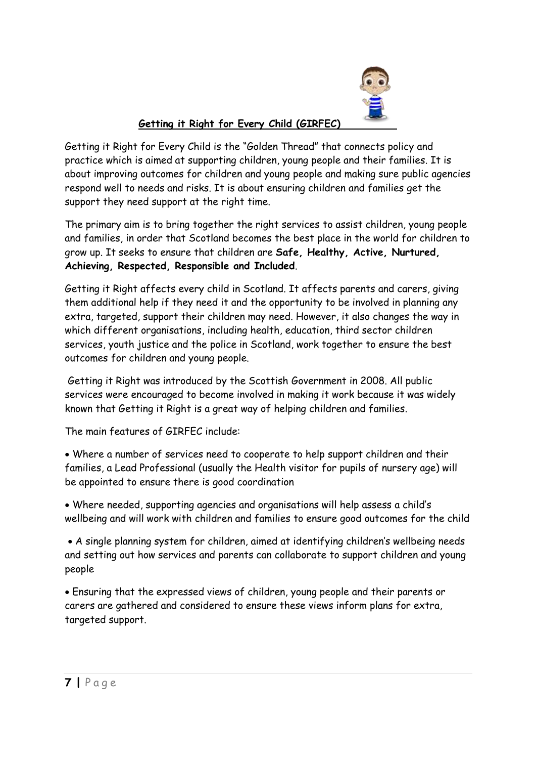## Getting it Right for Every Child (GIRFEC)

Getting it Right for Every Child is the "Golden Thread" that connects policy and practice which is aimed at supporting children, young people and their families. It is about improving outcomes for children and young people and making sure public agencies respond well to needs and risks. It is about ensuring children and families get the support they need support at the right time.

The primary aim is to bring together the right services to assist children, young people and families, in order that Scotland becomes the best place in the world for children to grow up. It seeks to ensure that children are **Safe, Healthy, Active, Nurtured, Achieving, Respected, Responsible and Included**.

Getting it Right affects every child in Scotland. It affects parents and carers, giving them additional help if they need it and the opportunity to be involved in planning any extra, targeted, support their children may need. However, it also changes the way in which different organisations, including health, education, third sector children services, youth justice and the police in Scotland, work together to ensure the best outcomes for children and young people.

Getting it Right was introduced by the Scottish Government in 2008. All public services were encouraged to become involved in making it work because it was widely known that Getting it Right is a great way of helping children and families.

The main features of GIRFEC include:

- Where a number of services need to cooperate to help support children and their families, a Lead Professional (usually the Health visitor for pupils of nursery age) will be appointed to ensure there is good coordination
- Where needed, supporting agencies and organisations will help assess a child's wellbeing and will work with children and families to ensure good outcomes for the child
- A single planning system for children, aimed at identifying children's wellbeing needs and setting out how services and parents can collaborate to support children and young people
- Ensuring that the expressed views of children, young people and their parents or carers are gathered and considered to ensure these views inform plans for extra, targeted support.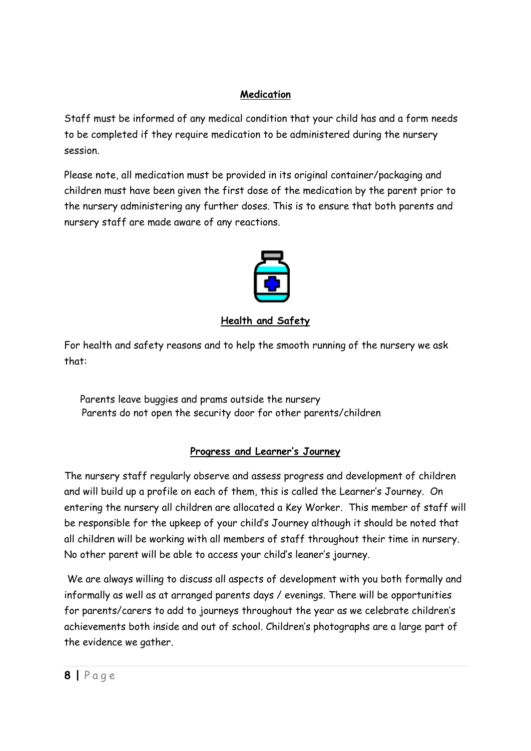## **Medication**

Staff must be informed of any medical condition that your child has and a form needs to be completed if they require medication to be administered during the nursery session.

Please note, all medication must be provided in its original container/packaging and children must have been given the first dose of the medication by the parent prior to the nursery administering any further doses. This is to ensure that both parents and nursery staff are made aware of any reactions.

## **Health and Safety**

For health and safety reasons and to help the smooth running of the nursery we ask that:

- Parents leave buggies and prams outside the nursery
- Parents do not open the security door for other parents/children

## **Progress and Learner's Journey**

The nursery staff regularly observe and assess progress and development of children and will build up a profile on each of them, this is called the Learner's Journey. On entering the nursery all children are allocated a Key Worker. This member of staff will be responsible for the upkeep of your child's Journey although it should be noted that all children will be working with all members of staff throughout their time in nursery. No other parent will be able to access your child's leaner's journey.

We are always willing to discuss all aspects of development with you both formally and informally as well as at arranged parents days / evenings. There will be opportunities for parents/carers to add to journeys throughout the year as we celebrate children's achievements both inside and out of school. Children's photographs are a large part of the evidence we gather.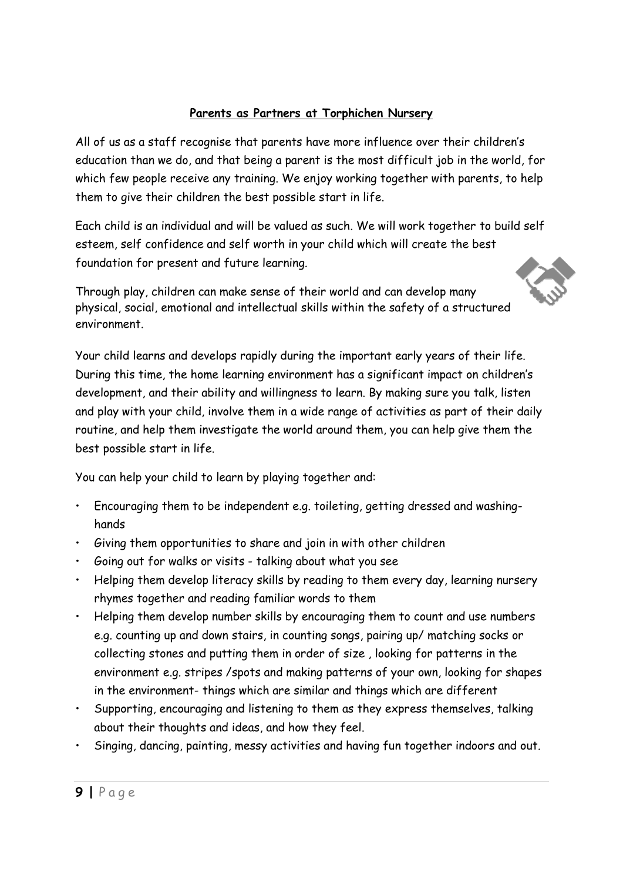## Parents as Partners at Torphichen Nursery

All of us as a staff recognise that parents have more influence over their children's education than we do, and that being a parent is the most difficult job in the world, for which few people receive any training. We enjoy working together with parents, to help them to give their children the best possible start in life.

Each child is an individual and will be valued as such. We will work together to build self esteem, self confidence and self worth in your child which will create the best foundation for present and future learning.

Through play, children can make sense of their world and can develop many physical, social, emotional and intellectual skills within the safety of a structured environment.

Your child learns and develops rapidly during the important early years of their life. During this time, the home learning environment has a significant impact on children's development, and their ability and willingness to learn. By making sure you talk, listen and play with your child, involve them in a wide range of activities as part of their daily routine, and help them investigate the world around them, you can help give them the best possible start in life.

You can help your child to learn by playing together and:

- Encouraging them to be independent e.g. toileting, getting dressed and washing-hands
- Giving them opportunities to share and join in with other children
- Going out for walks or visits - talking about what you see
- Helping them develop literacy skills by reading to them every day, learning nursery rhymes together and reading familiar words to them
- Helping them develop number skills by encouraging them to count and use numbers e.g. counting up and down stairs, in counting songs, pairing up/ matching socks or collecting stones and putting them in order of size , looking for patterns in the environment e.g. stripes /spots and making patterns of your own, looking for shapes in the environment- things which are similar and things which are different
- Supporting, encouraging and listening to them as they express themselves, talking about their thoughts and ideas, and how they feel.
- Singing, dancing, painting, messy activities and having fun together indoors and out.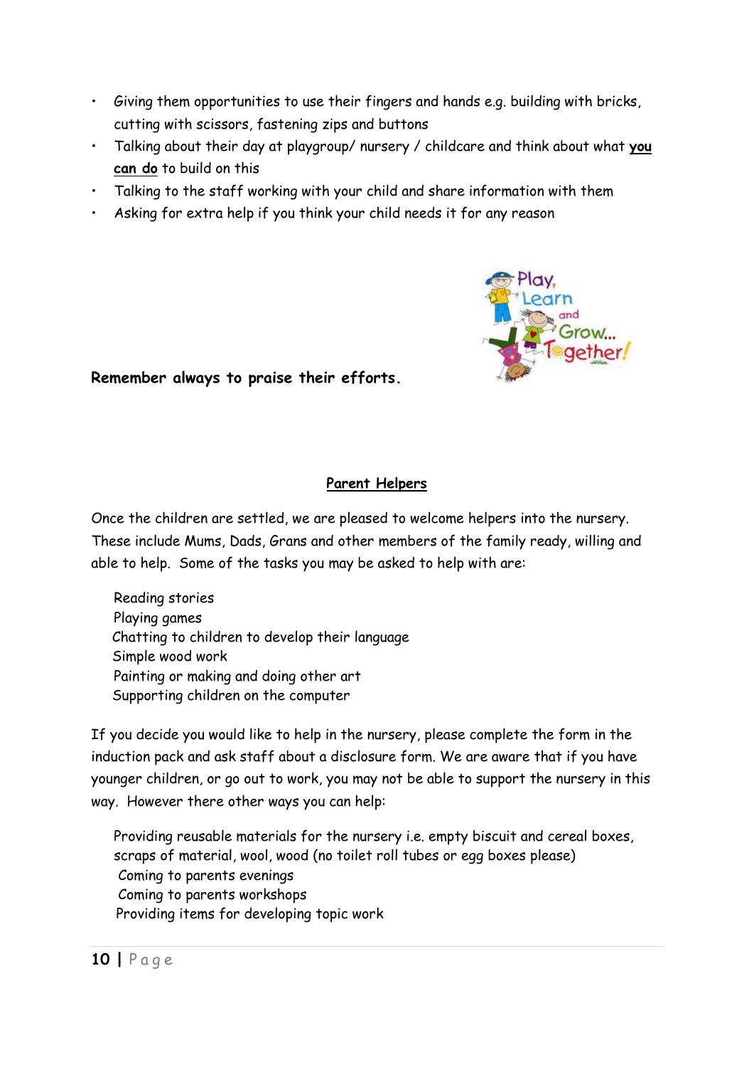- Giving them opportunities to use their fingers and hands e.g. building with bricks, cutting with scissors, fastening zips and buttons
- Talking about their day at playgroup/ nursery / childcare and think about what **you can do** to build on this
- Talking to the staff working with your child and share information with them
- Asking for extra help if you think your child needs it for any reason

**Remember always to praise their efforts.**

## Parent Helpers

Once the children are settled, we are pleased to welcome helpers into the nursery. These include Mums, Dads, Grans and other members of the family ready, willing and able to help. Some of the tasks you may be asked to help with are:

Reading stories
Playing games
Chatting to children to develop their language
Simple wood work
Painting or making and doing other art
Supporting children on the computer

If you decide you would like to help in the nursery, please complete the form in the induction pack and ask staff about a disclosure form. We are aware that if you have younger children, or go out to work, you may not be able to support the nursery in this way. However there other ways you can help:

Providing reusable materials for the nursery i.e. empty biscuit and cereal boxes, scraps of material, wool, wood (no toilet roll tubes or egg boxes please)
Coming to parents evenings
Coming to parents workshops
Providing items for developing topic work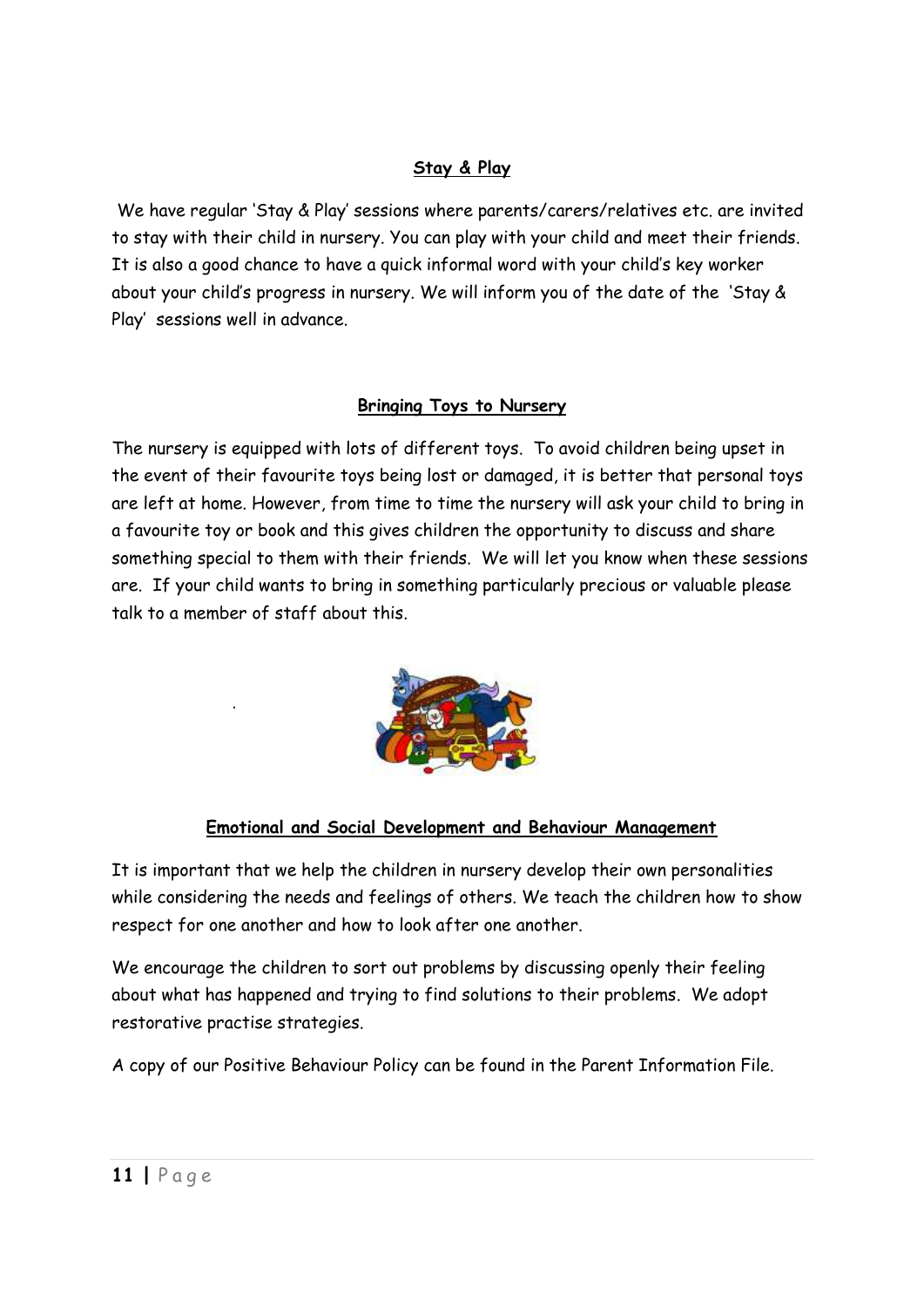## Stay & Play

We have regular 'Stay & Play' sessions where parents/carers/relatives etc. are invited to stay with their child in nursery. You can play with your child and meet their friends. It is also a good chance to have a quick informal word with your child's key worker about your child's progress in nursery. We will inform you of the date of the 'Stay & Play' sessions well in advance.

## Bringing Toys to Nursery

The nursery is equipped with lots of different toys. To avoid children being upset in the event of their favourite toys being lost or damaged, it is better that personal toys are left at home. However, from time to time the nursery will ask your child to bring in a favourite toy or book and this gives children the opportunity to discuss and share something special to them with their friends. We will let you know when these sessions are. If your child wants to bring in something particularly precious or valuable please talk to a member of staff about this.

## Emotional and Social Development and Behaviour Management

It is important that we help the children in nursery develop their own personalities while considering the needs and feelings of others. We teach the children how to show respect for one another and how to look after one another.

We encourage the children to sort out problems by discussing openly their feeling about what has happened and trying to find solutions to their problems. We adopt restorative practise strategies.

A copy of our Positive Behaviour Policy can be found in the Parent Information File.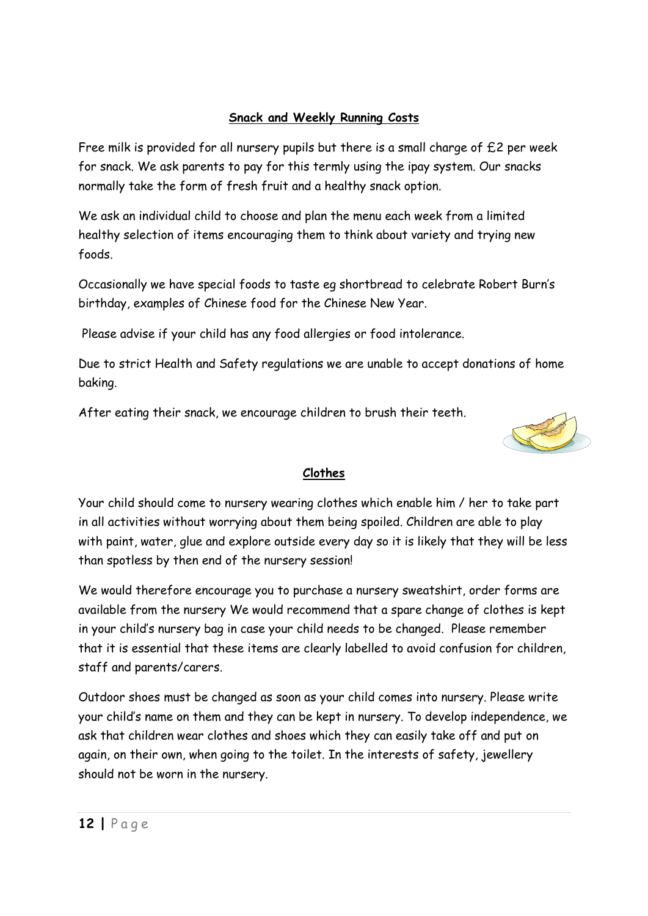## Snack and Weekly Running Costs

Free milk is provided for all nursery pupils but there is a small charge of £2 per week for snack. We ask parents to pay for this termly using the ipay system. Our snacks normally take the form of fresh fruit and a healthy snack option.

We ask an individual child to choose and plan the menu each week from a limited healthy selection of items encouraging them to think about variety and trying new foods.

Occasionally we have special foods to taste eg shortbread to celebrate Robert Burn's birthday, examples of Chinese food for the Chinese New Year.

Please advise if your child has any food allergies or food intolerance.

Due to strict Health and Safety regulations we are unable to accept donations of home baking.

After eating their snack, we encourage children to brush their teeth.

## Clothes

Your child should come to nursery wearing clothes which enable him / her to take part in all activities without worrying about them being spoiled. Children are able to play with paint, water, glue and explore outside every day so it is likely that they will be less than spotless by then end of the nursery session!

We would therefore encourage you to purchase a nursery sweatshirt, order forms are available from the nursery We would recommend that a spare change of clothes is kept in your child's nursery bag in case your child needs to be changed. Please remember that it is essential that these items are clearly labelled to avoid confusion for children, staff and parents/carers.

Outdoor shoes must be changed as soon as your child comes into nursery. Please write your child's name on them and they can be kept in nursery. To develop independence, we ask that children wear clothes and shoes which they can easily take off and put on again, on their own, when going to the toilet. In the interests of safety, jewellery should not be worn in the nursery.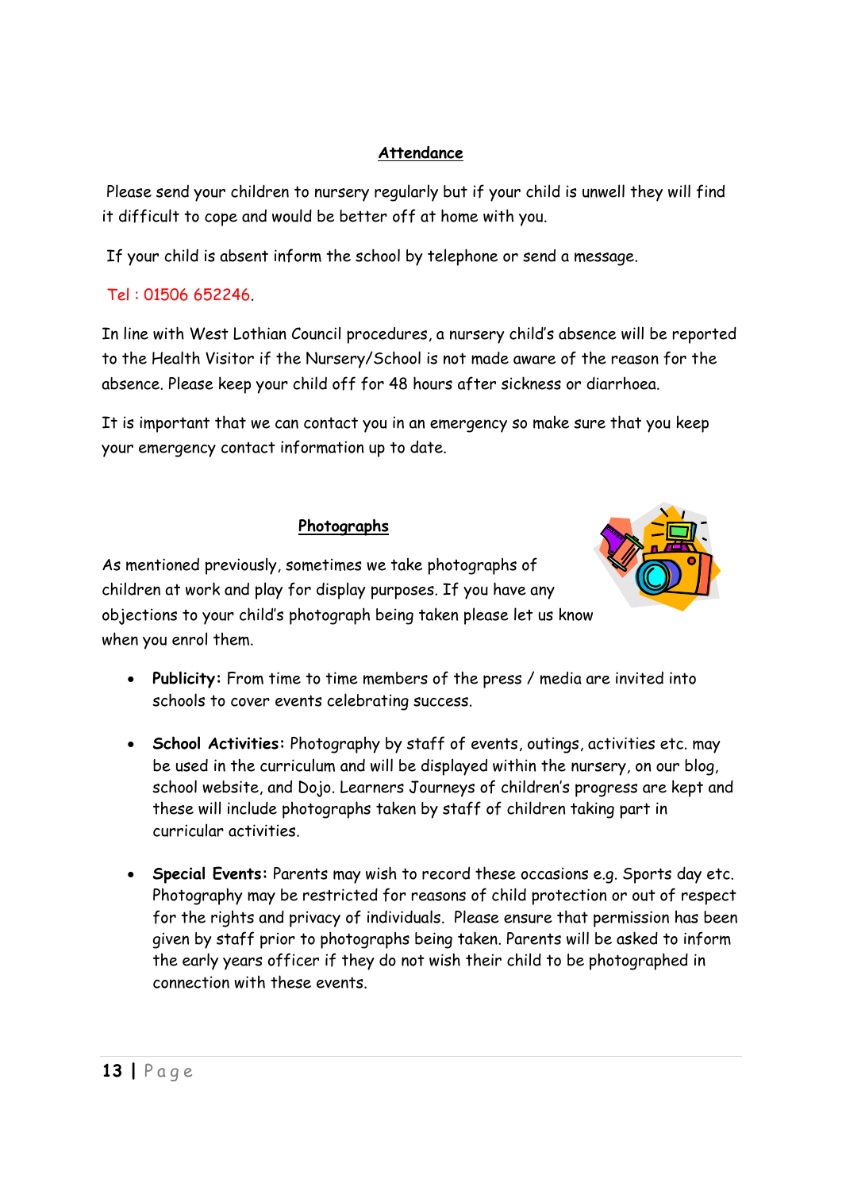## Attendance

Please send your children to nursery regularly but if your child is unwell they will find it difficult to cope and would be better off at home with you.

If your child is absent inform the school by telephone or send a message.

Tel : 01506 652246.

In line with West Lothian Council procedures, a nursery child's absence will be reported to the Health Visitor if the Nursery/School is not made aware of the reason for the absence. Please keep your child off for 48 hours after sickness or diarrhoea.

It is important that we can contact you in an emergency so make sure that you keep your emergency contact information up to date.

## Photographs

As mentioned previously, sometimes we take photographs of children at work and play for display purposes. If you have any objections to your child's photograph being taken please let us know when you enrol them.

- **Publicity:** From time to time members of the press / media are invited into schools to cover events celebrating success.

- **School Activities:** Photography by staff of events, outings, activities etc. may be used in the curriculum and will be displayed within the nursery, on our blog, school website, and Dojo. Learners Journeys of children's progress are kept and these will include photographs taken by staff of children taking part in curricular activities.

- **Special Events:** Parents may wish to record these occasions e.g. Sports day etc. Photography may be restricted for reasons of child protection or out of respect for the rights and privacy of individuals. Please ensure that permission has been given by staff prior to photographs being taken. Parents will be asked to inform the early years officer if they do not wish their child to be photographed in connection with these events.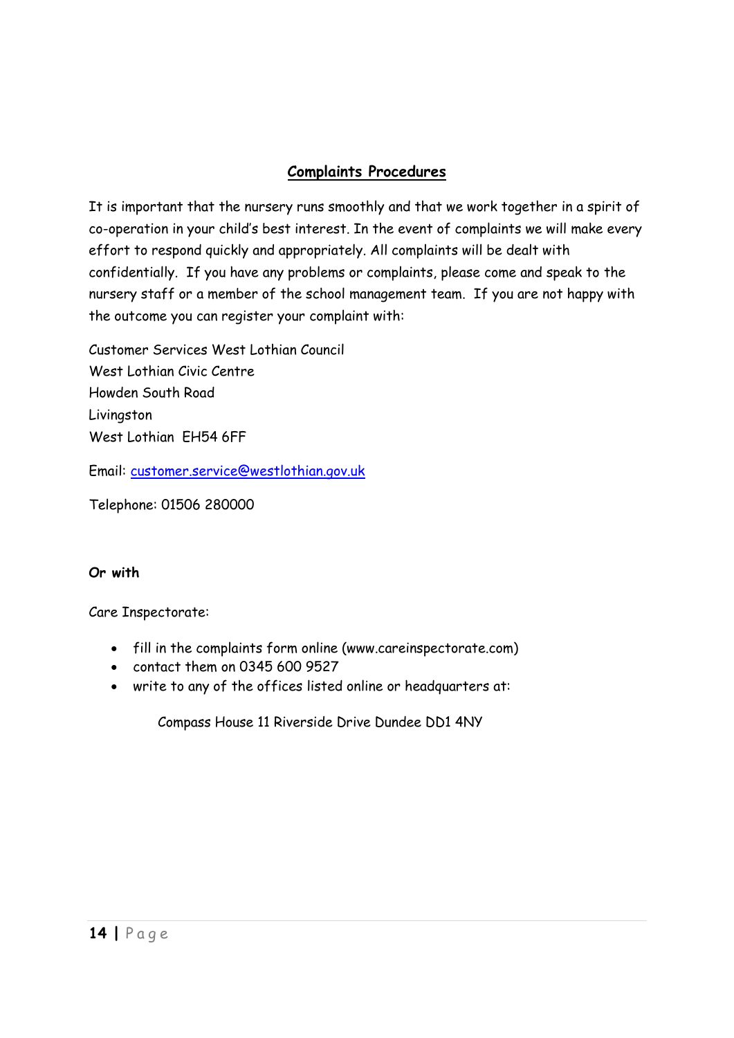## Complaints Procedures

It is important that the nursery runs smoothly and that we work together in a spirit of co-operation in your child's best interest. In the event of complaints we will make every effort to respond quickly and appropriately. All complaints will be dealt with confidentially. If you have any problems or complaints, please come and speak to the nursery staff or a member of the school management team. If you are not happy with the outcome you can register your complaint with:

Customer Services West Lothian Council
West Lothian Civic Centre
Howden South Road
Livingston
West Lothian EH54 6FF

Email: customer.service@westlothian.gov.uk

Telephone: 01506 280000

**Or with**

Care Inspectorate:

- fill in the complaints form online (www.careinspectorate.com)
- contact them on 0345 600 9527
- write to any of the offices listed online or headquarters at:

    Compass House 11 Riverside Drive Dundee DD1 4NY